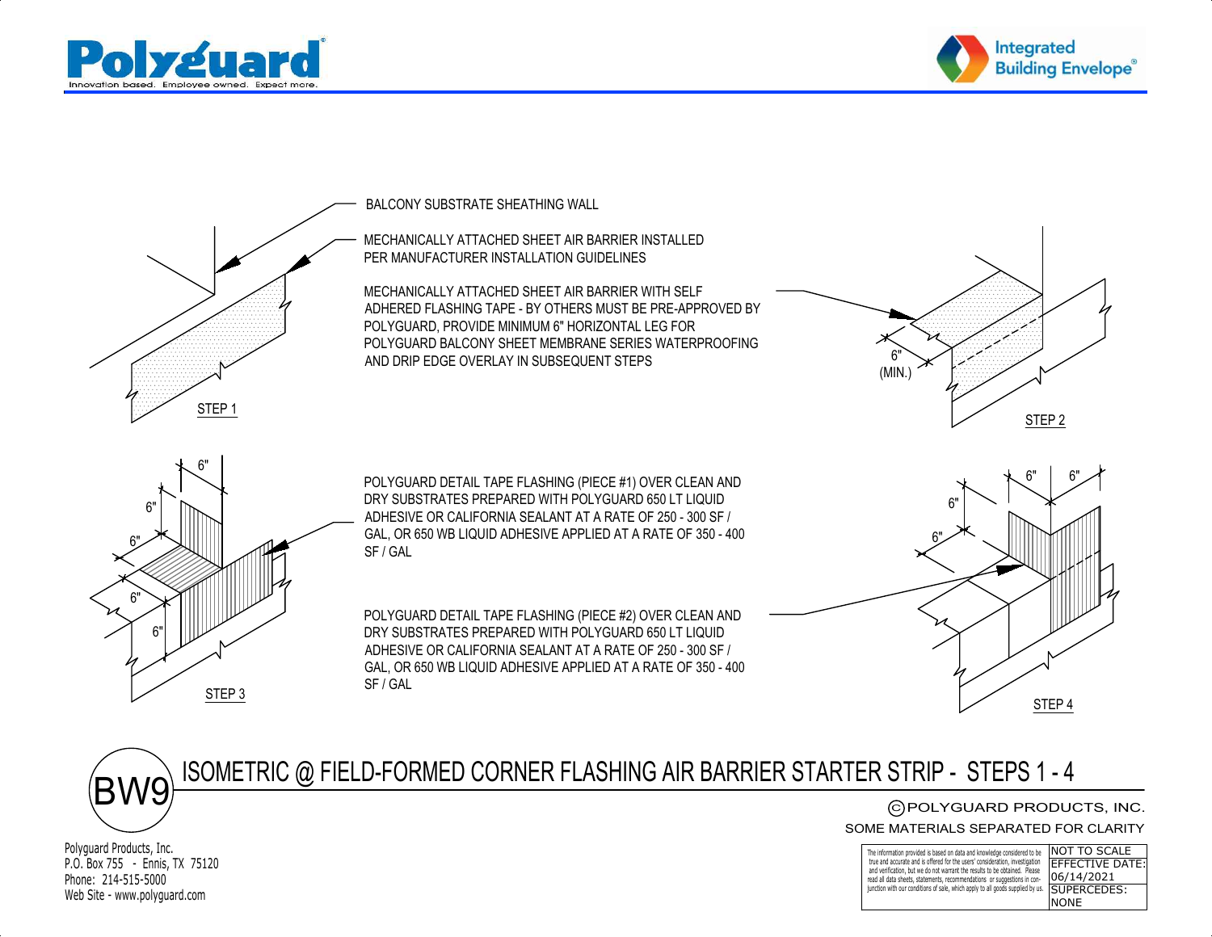Polyguard®
Innovation based. Employee owned. Expect more.

Integrated Building Envelope®

BALCONY SUBSTRATE SHEATHING WALL

MECHANICALLY ATTACHED SHEET AIR BARRIER INSTALLED PER MANUFACTURER INSTALLATION GUIDELINES

MECHANICALLY ATTACHED SHEET AIR BARRIER WITH SELF ADHERED FLASHING TAPE - BY OTHERS MUST BE PRE-APPROVED BY POLYGUARD, PROVIDE MINIMUM 6" HORIZONTAL LEG FOR POLYGUARD BALCONY SHEET MEMBRANE SERIES WATERPROOFING AND DRIP EDGE OVERLAY IN SUBSEQUENT STEPS

6" (MIN.)

STEP 1

STEP 2

6"

6"

6"

6"

6"

POLYGUARD DETAIL TAPE FLASHING (PIECE #1) OVER CLEAN AND DRY SUBSTRATES PREPARED WITH POLYGUARD 650 LT LIQUID ADHESIVE OR CALIFORNIA SEALANT AT A RATE OF 250 - 300 SF / GAL, OR 650 WB LIQUID ADHESIVE APPLIED AT A RATE OF 350 - 400 SF / GAL

POLYGUARD DETAIL TAPE FLASHING (PIECE #2) OVER CLEAN AND DRY SUBSTRATES PREPARED WITH POLYGUARD 650 LT LIQUID ADHESIVE OR CALIFORNIA SEALANT AT A RATE OF 250 - 300 SF / GAL, OR 650 WB LIQUID ADHESIVE APPLIED AT A RATE OF 350 - 400 SF / GAL

6" 6"

6"

6"

STEP 3

STEP 4

# BW9 ISOMETRIC @ FIELD-FORMED CORNER FLASHING AIR BARRIER STARTER STRIP - STEPS 1 - 4

© POLYGUARD PRODUCTS, INC.

SOME MATERIALS SEPARATED FOR CLARITY

Polyguard Products, Inc.
P.O. Box 755 - Ennis, TX 75120
Phone: 214-515-5000
Web Site - www.polyguard.com

| The information provided is based on data and knowledge considered to be true and accurate and is offered for the users' consideration, investigation and verification, but we do not warrant the results to be obtained. Please read all data sheets, statements, recommendations or suggestions in conjunction with our conditions of sale, which apply to all goods supplied by us. | NOT TO SCALE |
|---|---|
| | EFFECTIVE DATE: 06/14/2021 |
| | SUPERCEDES: NONE |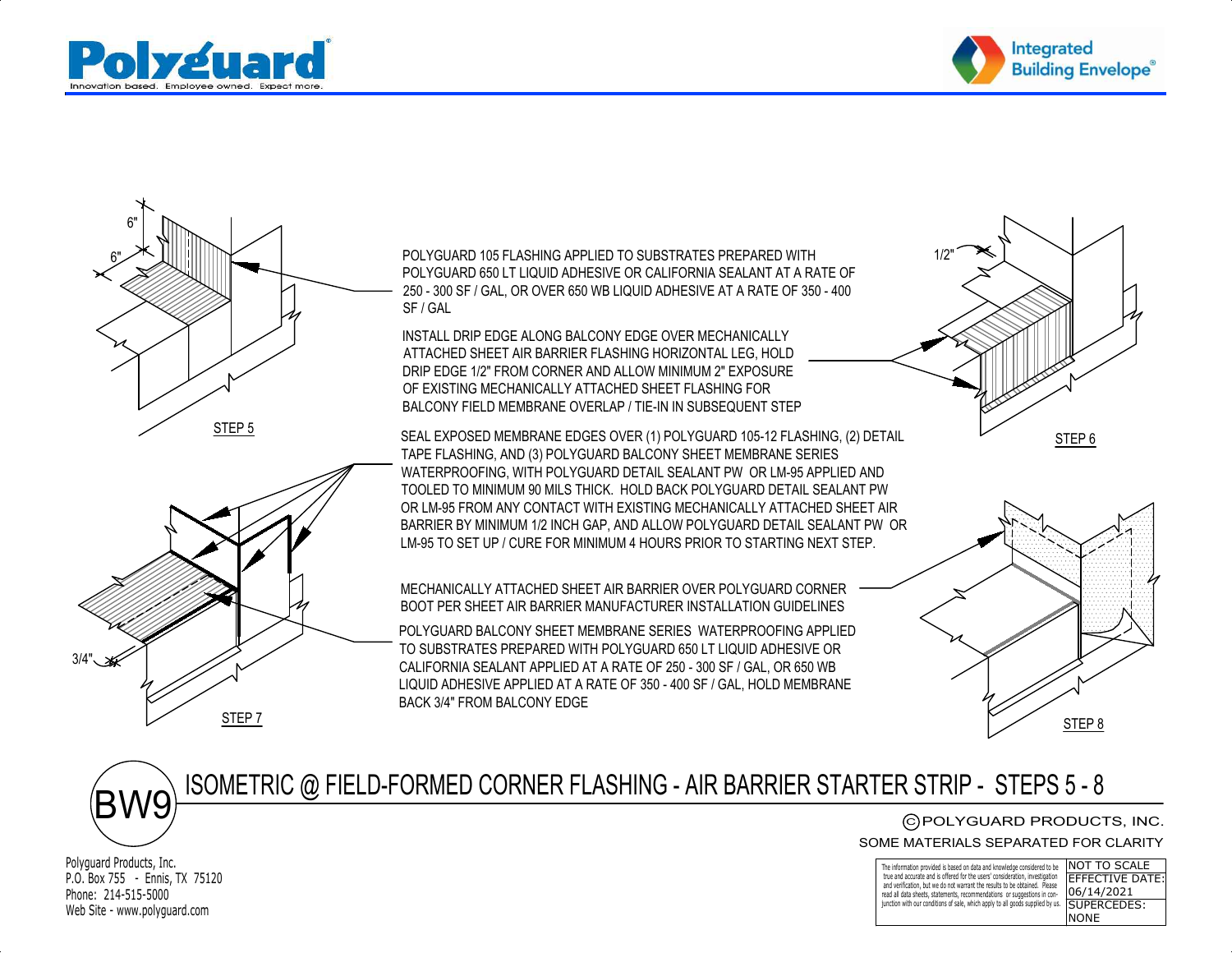Polyguard
Innovation based. Employee owned. Expect more.

Integrated Building Envelope®

6"

6"

POLYGUARD 105 FLASHING APPLIED TO SUBSTRATES PREPARED WITH POLYGUARD 650 LT LIQUID ADHESIVE OR CALIFORNIA SEALANT AT A RATE OF 250 - 300 SF / GAL, OR OVER 650 WB LIQUID ADHESIVE AT A RATE OF 350 - 400 SF / GAL

INSTALL DRIP EDGE ALONG BALCONY EDGE OVER MECHANICALLY ATTACHED SHEET AIR BARRIER FLASHING HORIZONTAL LEG, HOLD DRIP EDGE 1/2" FROM CORNER AND ALLOW MINIMUM 2" EXPOSURE OF EXISTING MECHANICALLY ATTACHED SHEET FLASHING FOR BALCONY FIELD MEMBRANE OVERLAP / TIE-IN IN SUBSEQUENT STEP

1/2"

STEP 5

STEP 6

SEAL EXPOSED MEMBRANE EDGES OVER (1) POLYGUARD 105-12 FLASHING, (2) DETAIL TAPE FLASHING, AND (3) POLYGUARD BALCONY SHEET MEMBRANE SERIES WATERPROOFING, WITH POLYGUARD DETAIL SEALANT PW OR LM-95 APPLIED AND TOOLED TO MINIMUM 90 MILS THICK. HOLD BACK POLYGUARD DETAIL SEALANT PW OR LM-95 FROM ANY CONTACT WITH EXISTING MECHANICALLY ATTACHED SHEET AIR BARRIER BY MINIMUM 1/2 INCH GAP, AND ALLOW POLYGUARD DETAIL SEALANT PW OR LM-95 TO SET UP / CURE FOR MINIMUM 4 HOURS PRIOR TO STARTING NEXT STEP.

MECHANICALLY ATTACHED SHEET AIR BARRIER OVER POLYGUARD CORNER BOOT PER SHEET AIR BARRIER MANUFACTURER INSTALLATION GUIDELINES

POLYGUARD BALCONY SHEET MEMBRANE SERIES WATERPROOFING APPLIED TO SUBSTRATES PREPARED WITH POLYGUARD 650 LT LIQUID ADHESIVE OR CALIFORNIA SEALANT APPLIED AT A RATE OF 250 - 300 SF / GAL, OR 650 WB LIQUID ADHESIVE APPLIED AT A RATE OF 350 - 400 SF / GAL, HOLD MEMBRANE BACK 3/4" FROM BALCONY EDGE

3/4"

STEP 7

STEP 8

# BW9 ISOMETRIC @ FIELD-FORMED CORNER FLASHING - AIR BARRIER STARTER STRIP - STEPS 5 - 8

© POLYGUARD PRODUCTS, INC.

SOME MATERIALS SEPARATED FOR CLARITY

Polyguard Products, Inc.
P.O. Box 755 - Ennis, TX 75120
Phone: 214-515-5000
Web Site - www.polyguard.com

| | |
|---|---|
| The information provided is based on data and knowledge considered to be true and accurate and is offered for the users' consideration, investigation and verification, but we do not warrant the results to be obtained. Please read all data sheets, statements, recommendations or suggestions in conjunction with our conditions of sale, which apply to all goods supplied by us. | NOT TO SCALE |
| | EFFECTIVE DATE: 06/14/2021 |
| | SUPERCEDES: NONE |